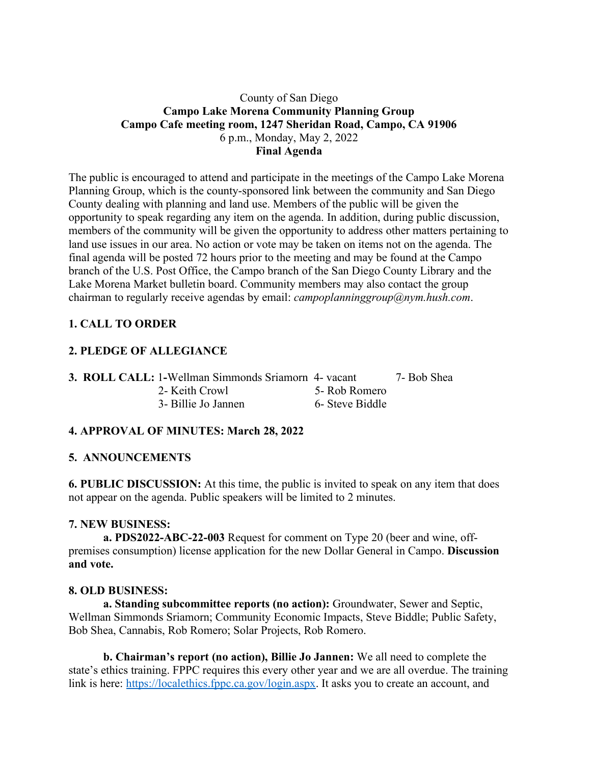County of San Diego
**Campo Lake Morena Community Planning Group**
**Campo Cafe meeting room, 1247 Sheridan Road, Campo, CA 91906**
6 p.m., Monday, May 2, 2022
**Final Agenda**

The public is encouraged to attend and participate in the meetings of the Campo Lake Morena Planning Group, which is the county-sponsored link between the community and San Diego County dealing with planning and land use. Members of the public will be given the opportunity to speak regarding any item on the agenda. In addition, during public discussion, members of the community will be given the opportunity to address other matters pertaining to land use issues in our area. No action or vote may be taken on items not on the agenda. The final agenda will be posted 72 hours prior to the meeting and may be found at the Campo branch of the U.S. Post Office, the Campo branch of the San Diego County Library and the Lake Morena Market bulletin board. Community members may also contact the group chairman to regularly receive agendas by email: *campoplanninggroup@nym.hush.com*.

**1. CALL TO ORDER**

**2. PLEDGE OF ALLEGIANCE**

**3. ROLL CALL:**

| | | |
|---|---|---|
| 1-Wellman Simmonds Sriamorn | 4- vacant | 7- Bob Shea |
| 2- Keith Crowl | 5- Rob Romero | |
| 3- Billie Jo Jannen | 6- Steve Biddle | |

**4. APPROVAL OF MINUTES: March 28, 2022**

**5. ANNOUNCEMENTS**

**6. PUBLIC DISCUSSION:** At this time, the public is invited to speak on any item that does not appear on the agenda. Public speakers will be limited to 2 minutes.

**7. NEW BUSINESS:**

**a. PDS2022-ABC-22-003** Request for comment on Type 20 (beer and wine, off-premises consumption) license application for the new Dollar General in Campo. **Discussion and vote.**

**8. OLD BUSINESS:**

**a. Standing subcommittee reports (no action):** Groundwater, Sewer and Septic, Wellman Simmonds Sriamorn; Community Economic Impacts, Steve Biddle; Public Safety, Bob Shea, Cannabis, Rob Romero; Solar Projects, Rob Romero.

**b. Chairman's report (no action), Billie Jo Jannen:** We all need to complete the state's ethics training. FPPC requires this every other year and we are all overdue. The training link is here: https://localethics.fppc.ca.gov/login.aspx. It asks you to create an account, and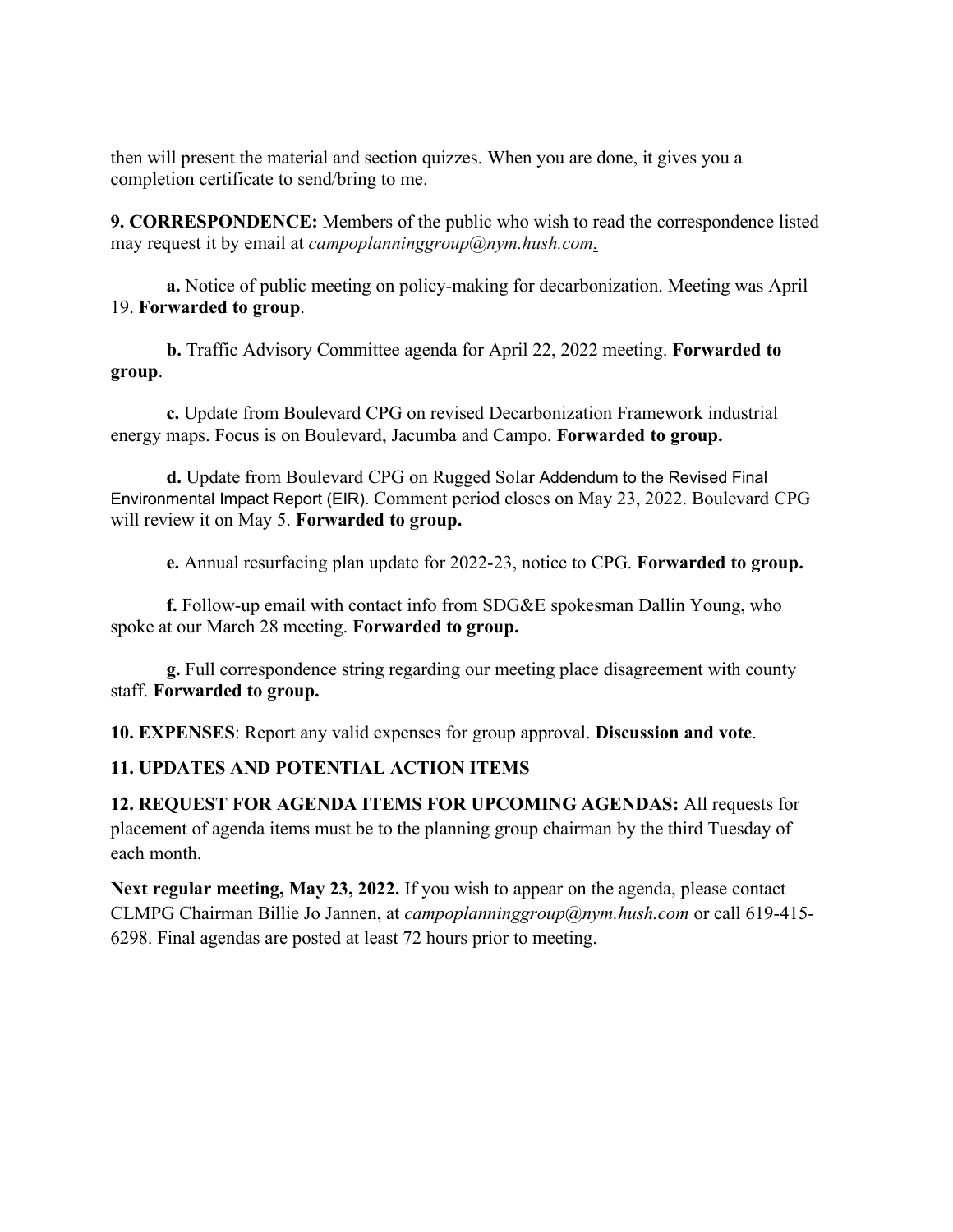then will present the material and section quizzes. When you are done, it gives you a completion certificate to send/bring to me.

**9. CORRESPONDENCE:** Members of the public who wish to read the correspondence listed may request it by email at *campoplanninggroup@nym.hush.com*.

**a.** Notice of public meeting on policy-making for decarbonization. Meeting was April 19. **Forwarded to group**.

**b.** Traffic Advisory Committee agenda for April 22, 2022 meeting. **Forwarded to group**.

**c.** Update from Boulevard CPG on revised Decarbonization Framework industrial energy maps. Focus is on Boulevard, Jacumba and Campo. **Forwarded to group.**

**d.** Update from Boulevard CPG on Rugged Solar Addendum to the Revised Final Environmental Impact Report (EIR). Comment period closes on May 23, 2022. Boulevard CPG will review it on May 5. **Forwarded to group.**

**e.** Annual resurfacing plan update for 2022-23, notice to CPG. **Forwarded to group.**

**f.** Follow-up email with contact info from SDG&E spokesman Dallin Young, who spoke at our March 28 meeting. **Forwarded to group.**

**g.** Full correspondence string regarding our meeting place disagreement with county staff. **Forwarded to group.**

**10. EXPENSES**: Report any valid expenses for group approval. **Discussion and vote**.

**11. UPDATES AND POTENTIAL ACTION ITEMS**

**12. REQUEST FOR AGENDA ITEMS FOR UPCOMING AGENDAS:** All requests for placement of agenda items must be to the planning group chairman by the third Tuesday of each month.

**Next regular meeting, May 23, 2022.** If you wish to appear on the agenda, please contact CLMPG Chairman Billie Jo Jannen, at *campoplanninggroup@nym.hush.com* or call 619-415-6298. Final agendas are posted at least 72 hours prior to meeting.